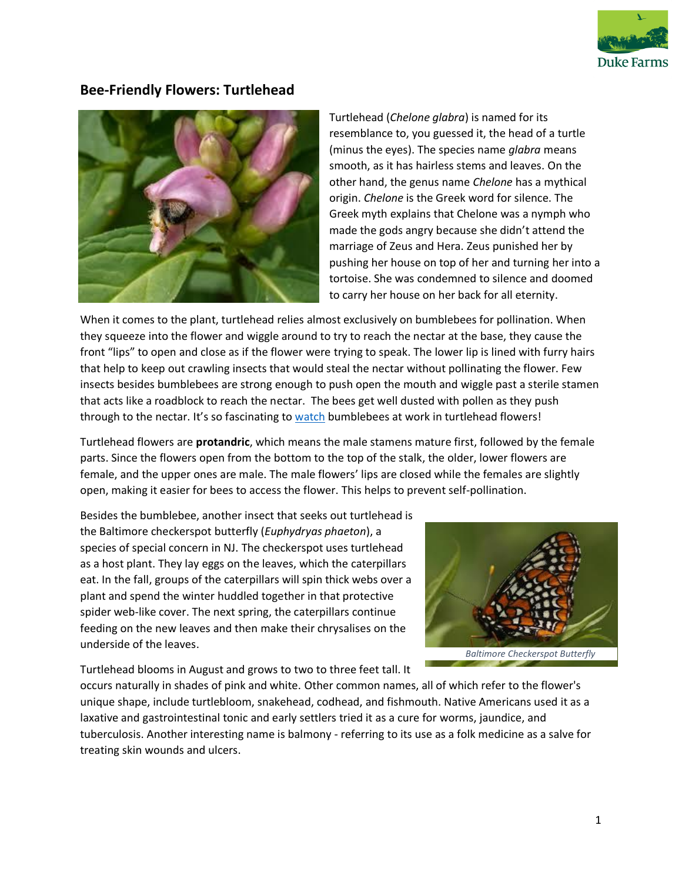## Bee-Friendly Flowers: Turtlehead

Turtlehead (*Chelone glabra*) is named for its resemblance to, you guessed it, the head of a turtle (minus the eyes). The species name *glabra* means smooth, as it has hairless stems and leaves. On the other hand, the genus name *Chelone* has a mythical origin. *Chelone* is the Greek word for silence. The Greek myth explains that Chelone was a nymph who made the gods angry because she didn't attend the marriage of Zeus and Hera. Zeus punished her by pushing her house on top of her and turning her into a tortoise. She was condemned to silence and doomed to carry her house on her back for all eternity.

When it comes to the plant, turtlehead relies almost exclusively on bumblebees for pollination. When they squeeze into the flower and wiggle around to try to reach the nectar at the base, they cause the front "lips" to open and close as if the flower were trying to speak. The lower lip is lined with furry hairs that help to keep out crawling insects that would steal the nectar without pollinating the flower. Few insects besides bumblebees are strong enough to push open the mouth and wiggle past a sterile stamen that acts like a roadblock to reach the nectar. The bees get well dusted with pollen as they push through to the nectar. It's so fascinating to watch bumblebees at work in turtlehead flowers!

Turtlehead flowers are **protandric**, which means the male stamens mature first, followed by the female parts. Since the flowers open from the bottom to the top of the stalk, the older, lower flowers are female, and the upper ones are male. The male flowers' lips are closed while the females are slightly open, making it easier for bees to access the flower. This helps to prevent self-pollination.

Besides the bumblebee, another insect that seeks out turtlehead is the Baltimore checkerspot butterfly (*Euphydryas phaeton*), a species of special concern in NJ. The checkerspot uses turtlehead as a host plant. They lay eggs on the leaves, which the caterpillars eat. In the fall, groups of the caterpillars will spin thick webs over a plant and spend the winter huddled together in that protective spider web-like cover. The next spring, the caterpillars continue feeding on the new leaves and then make their chrysalises on the underside of the leaves.

*Baltimore Checkerspot Butterfly*

Turtlehead blooms in August and grows to two to three feet tall. It occurs naturally in shades of pink and white. Other common names, all of which refer to the flower's unique shape, include turtlebloom, snakehead, codhead, and fishmouth. Native Americans used it as a laxative and gastrointestinal tonic and early settlers tried it as a cure for worms, jaundice, and tuberculosis. Another interesting name is balmony - referring to its use as a folk medicine as a salve for treating skin wounds and ulcers.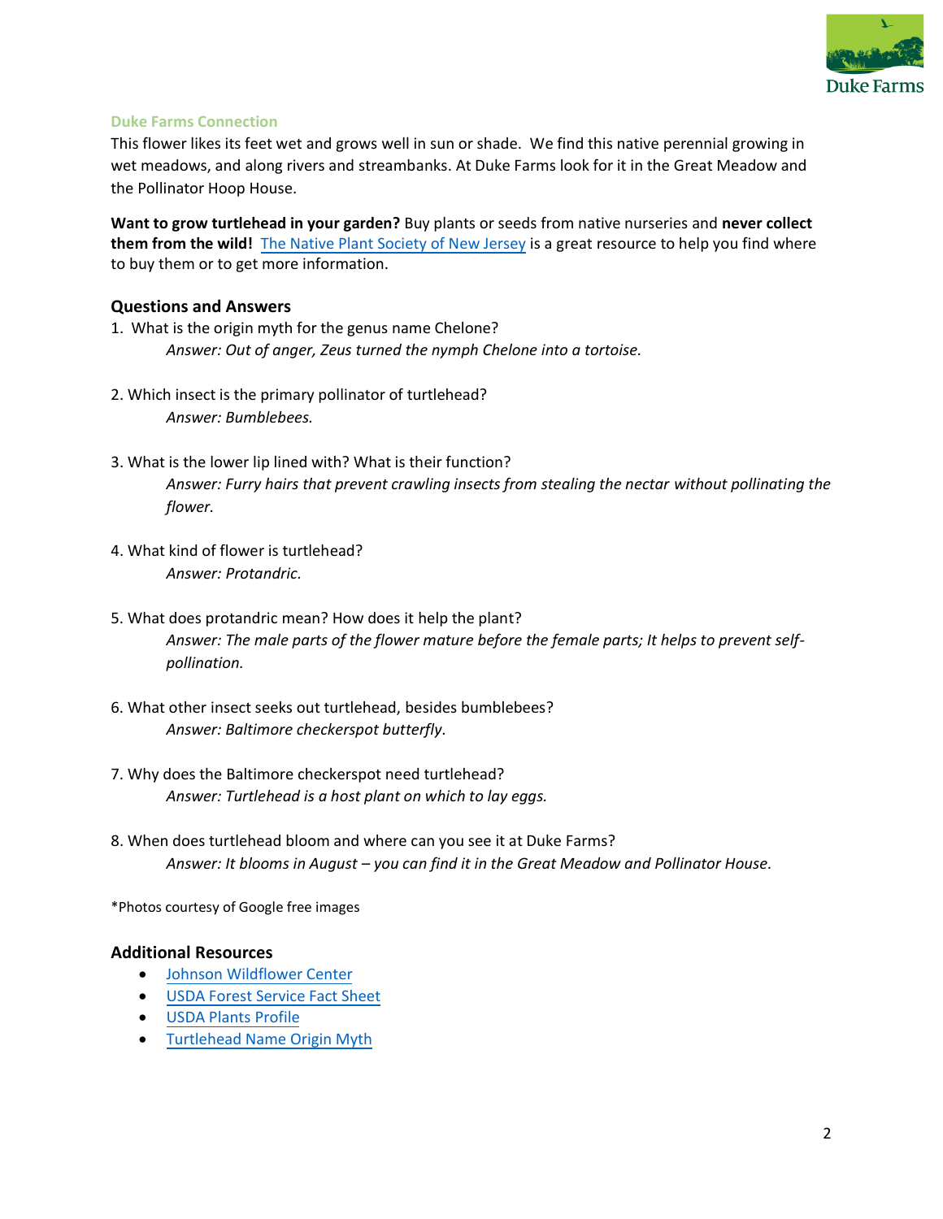### Duke Farms Connection

This flower likes its feet wet and grows well in sun or shade. We find this native perennial growing in wet meadows, and along rivers and streambanks. At Duke Farms look for it in the Great Meadow and the Pollinator Hoop House.

**Want to grow turtlehead in your garden?** Buy plants or seeds from native nurseries and **never collect them from the wild!** The Native Plant Society of New Jersey is a great resource to help you find where to buy them or to get more information.

## Questions and Answers

1. What is the origin myth for the genus name Chelone?
   *Answer: Out of anger, Zeus turned the nymph Chelone into a tortoise.*

2. Which insect is the primary pollinator of turtlehead?
   *Answer: Bumblebees.*

3. What is the lower lip lined with? What is their function?
   *Answer: Furry hairs that prevent crawling insects from stealing the nectar without pollinating the flower.*

4. What kind of flower is turtlehead?
   *Answer: Protandric.*

5. What does protandric mean? How does it help the plant?
   *Answer: The male parts of the flower mature before the female parts; It helps to prevent self-pollination.*

6. What other insect seeks out turtlehead, besides bumblebees?
   *Answer: Baltimore checkerspot butterfly.*

7. Why does the Baltimore checkerspot need turtlehead?
   *Answer: Turtlehead is a host plant on which to lay eggs.*

8. When does turtlehead bloom and where can you see it at Duke Farms?
   *Answer: It blooms in August – you can find it in the Great Meadow and Pollinator House.*

*Photos courtesy of Google free images

## Additional Resources

- Johnson Wildflower Center
- USDA Forest Service Fact Sheet
- USDA Plants Profile
- Turtlehead Name Origin Myth